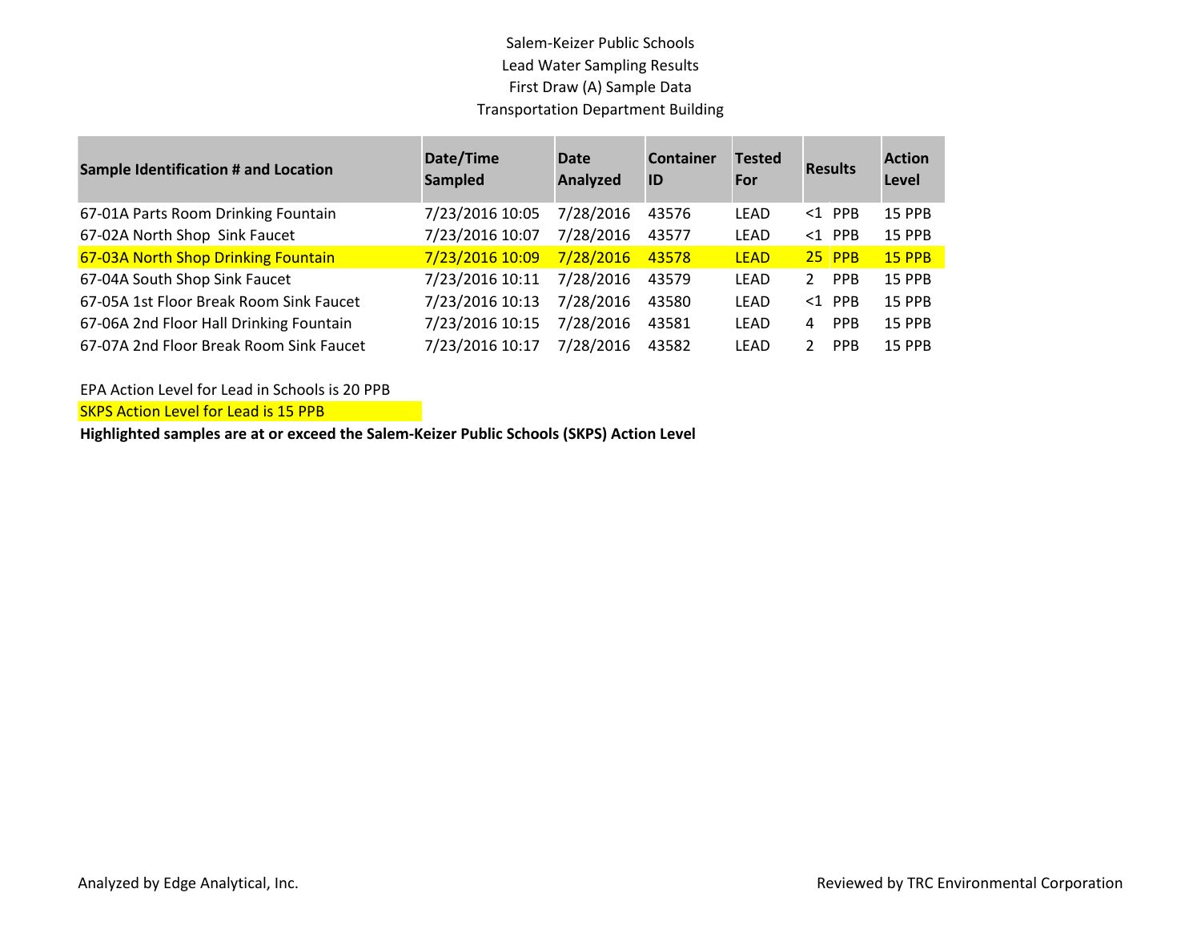Salem-Keizer Public Schools
Lead Water Sampling Results
First Draw (A) Sample Data
Transportation Department Building

| Sample Identification # and Location | Date/Time Sampled | Date Analyzed | Container ID | Tested For | Results | Action Level |
|---|---|---|---|---|---|---|
| 67-01A Parts Room Drinking Fountain | 7/23/2016 10:05 | 7/28/2016 | 43576 | LEAD | <1 PPB | 15 PPB |
| 67-02A North Shop Sink Faucet | 7/23/2016 10:07 | 7/28/2016 | 43577 | LEAD | <1 PPB | 15 PPB |
| 67-03A North Shop Drinking Fountain | 7/23/2016 10:09 | 7/28/2016 | 43578 | LEAD | 25 PPB | 15 PPB |
| 67-04A South Shop Sink Faucet | 7/23/2016 10:11 | 7/28/2016 | 43579 | LEAD | 2 PPB | 15 PPB |
| 67-05A 1st Floor Break Room Sink Faucet | 7/23/2016 10:13 | 7/28/2016 | 43580 | LEAD | <1 PPB | 15 PPB |
| 67-06A 2nd Floor Hall Drinking Fountain | 7/23/2016 10:15 | 7/28/2016 | 43581 | LEAD | 4 PPB | 15 PPB |
| 67-07A 2nd Floor Break Room Sink Faucet | 7/23/2016 10:17 | 7/28/2016 | 43582 | LEAD | 2 PPB | 15 PPB |

EPA Action Level for Lead in Schools is 20 PPB

SKPS Action Level for Lead is 15 PPB

**Highlighted samples are at or exceed the Salem-Keizer Public Schools (SKPS) Action Level**

Analyzed by Edge Analytical, Inc.

Reviewed by TRC Environmental Corporation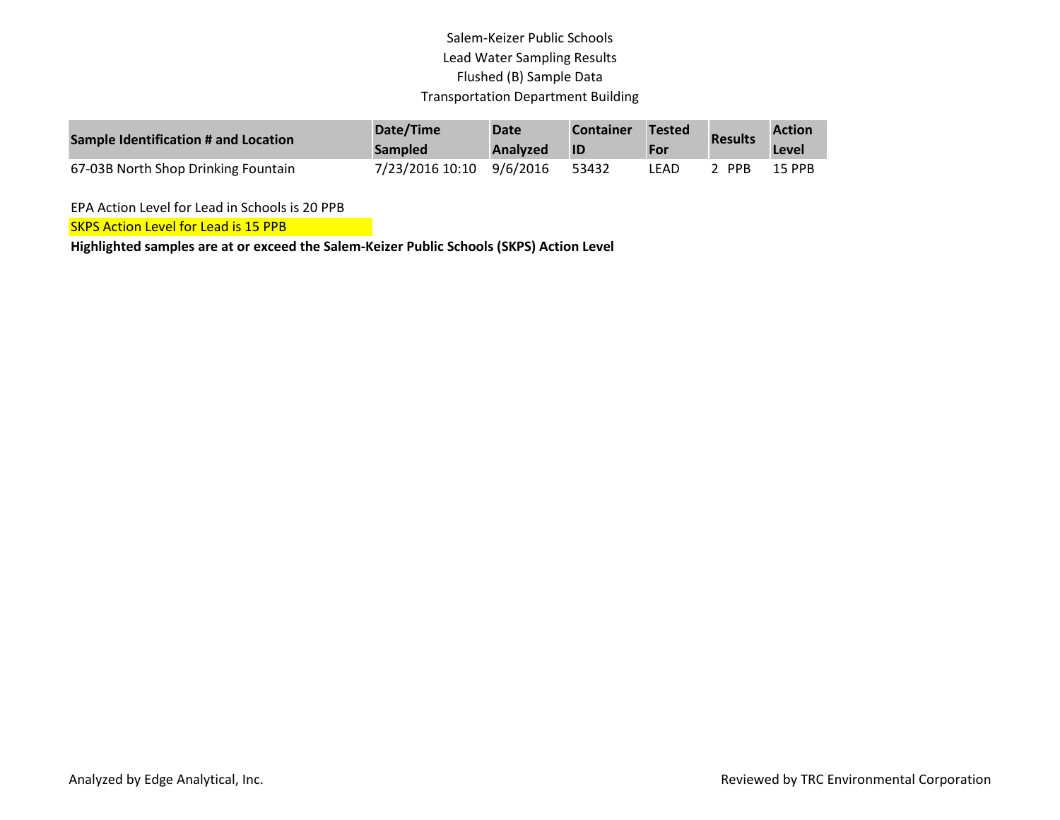Salem-Keizer Public Schools
Lead Water Sampling Results
Flushed (B) Sample Data
Transportation Department Building

| Sample Identification # and Location | Date/Time Sampled | Date Analyzed | Container ID | Tested For | Results | Action Level |
|---|---|---|---|---|---|---|
| 67-03B North Shop Drinking Fountain | 7/23/2016 10:10 | 9/6/2016 | 53432 | LEAD | 2 PPB | 15 PPB |

EPA Action Level for Lead in Schools is 20 PPB

SKPS Action Level for Lead is 15 PPB

**Highlighted samples are at or exceed the Salem-Keizer Public Schools (SKPS) Action Level**

Analyzed by Edge Analytical, Inc.

Reviewed by TRC Environmental Corporation